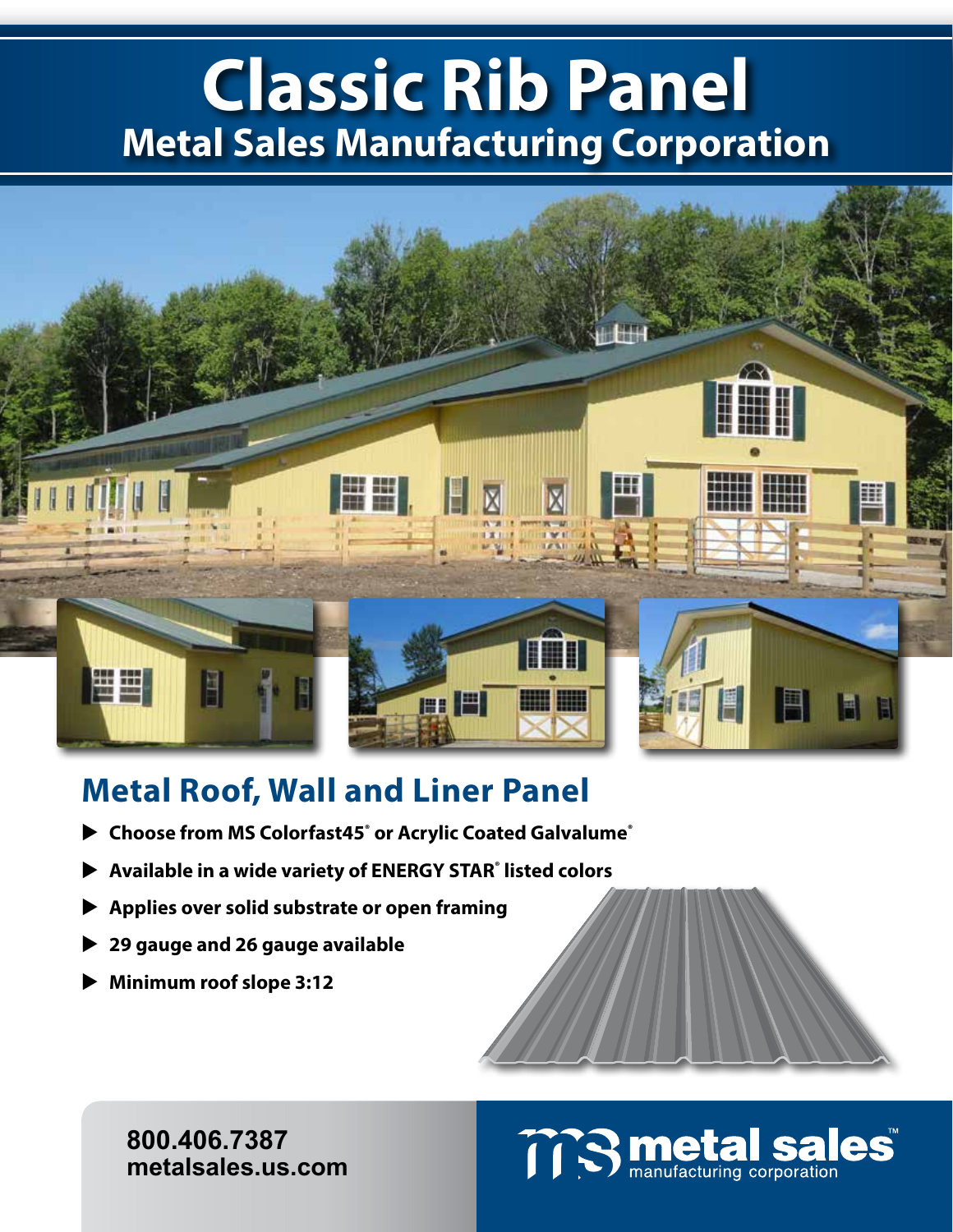# Classic Rib Panel

## Metal Sales Manufacturing Corporation

## Metal Roof, Wall and Liner Panel

- **Choose from MS Colorfast45® or Acrylic Coated Galvalume®**
- **Available in a wide variety of ENERGY STAR® listed colors**
- **Applies over solid substrate or open framing**
- **29 gauge and 26 gauge available**
- **Minimum roof slope 3:12**

**800.406.7387**
**metalsales.us.com**

metal sales™ manufacturing corporation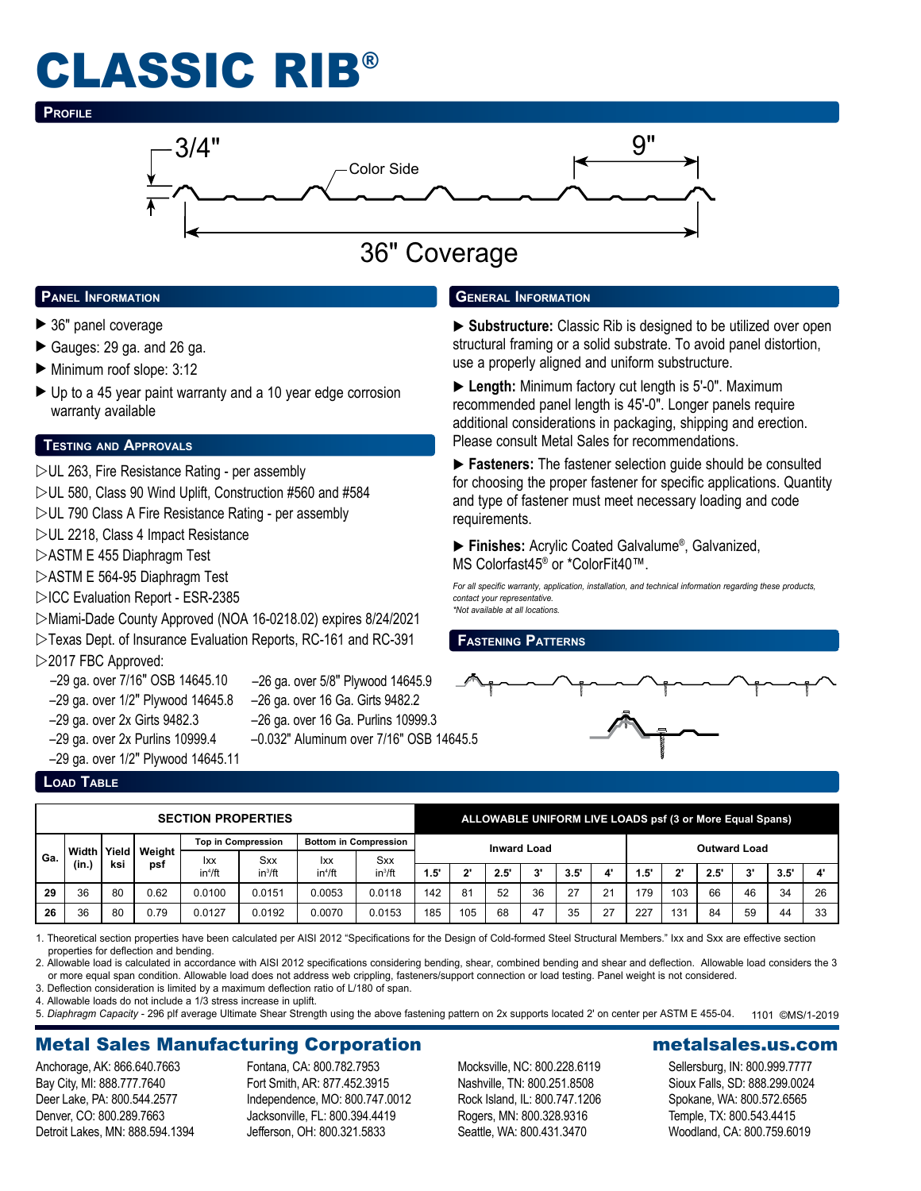# CLASSIC RIB®

## Profile

3/4"

Color Side

9"

36" Coverage

## Panel Information

- 36" panel coverage
- Gauges: 29 ga. and 26 ga.
- Minimum roof slope: 3:12
- Up to a 45 year paint warranty and a 10 year edge corrosion warranty available

## Testing and Approvals

- ▷UL 263, Fire Resistance Rating - per assembly
- ▷UL 580, Class 90 Wind Uplift, Construction #560 and #584
- ▷UL 790 Class A Fire Resistance Rating - per assembly
- ▷UL 2218, Class 4 Impact Resistance
- ▷ASTM E 455 Diaphragm Test
- ▷ASTM E 564-95 Diaphragm Test
- ▷ICC Evaluation Report - ESR-2385
- ▷Miami-Dade County Approved (NOA 16-0218.02) expires 8/24/2021
- ▷Texas Dept. of Insurance Evaluation Reports, RC-161 and RC-391
- ▷2017 FBC Approved:
  - –29 ga. over 7/16" OSB 14645.10
  - –29 ga. over 1/2" Plywood 14645.8
  - –29 ga. over 2x Girts 9482.3
  - –29 ga. over 2x Purlins 10999.4
  - –29 ga. over 1/2" Plywood 14645.11
  - –26 ga. over 5/8" Plywood 14645.9
  - –26 ga. over 16 Ga. Girts 9482.2
  - –26 ga. over 16 Ga. Purlins 10999.3
  - –0.032" Aluminum over 7/16" OSB 14645.5

## General Information

**▶ Substructure:** Classic Rib is designed to be utilized over open structural framing or a solid substrate. To avoid panel distortion, use a properly aligned and uniform substructure.

**▶ Length:** Minimum factory cut length is 5'-0". Maximum recommended panel length is 45'-0". Longer panels require additional considerations in packaging, shipping and erection. Please consult Metal Sales for recommendations.

**▶ Fasteners:** The fastener selection guide should be consulted for choosing the proper fastener for specific applications. Quantity and type of fastener must meet necessary loading and code requirements.

**▶ Finishes:** Acrylic Coated Galvalume®, Galvanized, MS Colorfast45® or *ColorFit40™.

*For all specific warranty, application, installation, and technical information regarding these products, contact your representative.*
**Not available at all locations.*

## Fastening Patterns

## Load Table

| SECTION PROPERTIES | | | | | | | | ALLOWABLE UNIFORM LIVE LOADS psf (3 or More Equal Spans) | | | | | | | | | | | |
|---|---|---|---|---|---|---|---|---|---|---|---|---|---|---|---|---|---|---|---|
| Ga. | Width (in.) | Yield ksi | Weight psf | Top in Compression | | Bottom in Compression | | Inward Load | | | | | | Outward Load | | | | | |
| | | | | Ixx in⁴/ft | Sxx in³/ft | Ixx in⁴/ft | Sxx in³/ft | 1.5' | 2' | 2.5' | 3' | 3.5' | 4' | 1.5' | 2' | 2.5' | 3' | 3.5' | 4' |
| 29 | 36 | 80 | 0.62 | 0.0100 | 0.0151 | 0.0053 | 0.0118 | 142 | 81 | 52 | 36 | 27 | 21 | 179 | 103 | 66 | 46 | 34 | 26 |
| 26 | 36 | 80 | 0.79 | 0.0127 | 0.0192 | 0.0070 | 0.0153 | 185 | 105 | 68 | 47 | 35 | 27 | 227 | 131 | 84 | 59 | 44 | 33 |

1. Theoretical section properties have been calculated per AISI 2012 "Specifications for the Design of Cold-formed Steel Structural Members." Ixx and Sxx are effective section properties for deflection and bending.
2. Allowable load is calculated in accordance with AISI 2012 specifications considering bending, shear, combined bending and shear and deflection. Allowable load considers the 3 or more equal span condition. Allowable load does not address web crippling, fasteners/support connection or load testing. Panel weight is not considered.
3. Deflection consideration is limited by a maximum deflection ratio of L/180 of span.
4. Allowable loads do not include a 1/3 stress increase in uplift.
5. *Diaphragm Capacity* - 296 plf average Ultimate Shear Strength using the above fastening pattern on 2x supports located 2' on center per ASTM E 455-04.

1101 ©MS/1-2019

## Metal Sales Manufacturing Corporation

metalsales.us.com

Anchorage, AK: 866.640.7663
Bay City, MI: 888.777.7640
Deer Lake, PA: 800.544.2577
Denver, CO: 800.289.7663
Detroit Lakes, MN: 888.594.1394
Fontana, CA: 800.782.7953
Fort Smith, AR: 877.452.3915
Independence, MO: 800.747.0012
Jacksonville, FL: 800.394.4419
Jefferson, OH: 800.321.5833
Mocksville, NC: 800.228.6119
Nashville, TN: 800.251.8508
Rock Island, IL: 800.747.1206
Rogers, MN: 800.328.9316
Seattle, WA: 800.431.3470
Sellersburg, IN: 800.999.7777
Sioux Falls, SD: 888.299.0024
Spokane, WA: 800.572.6565
Temple, TX: 800.543.4415
Woodland, CA: 800.759.6019